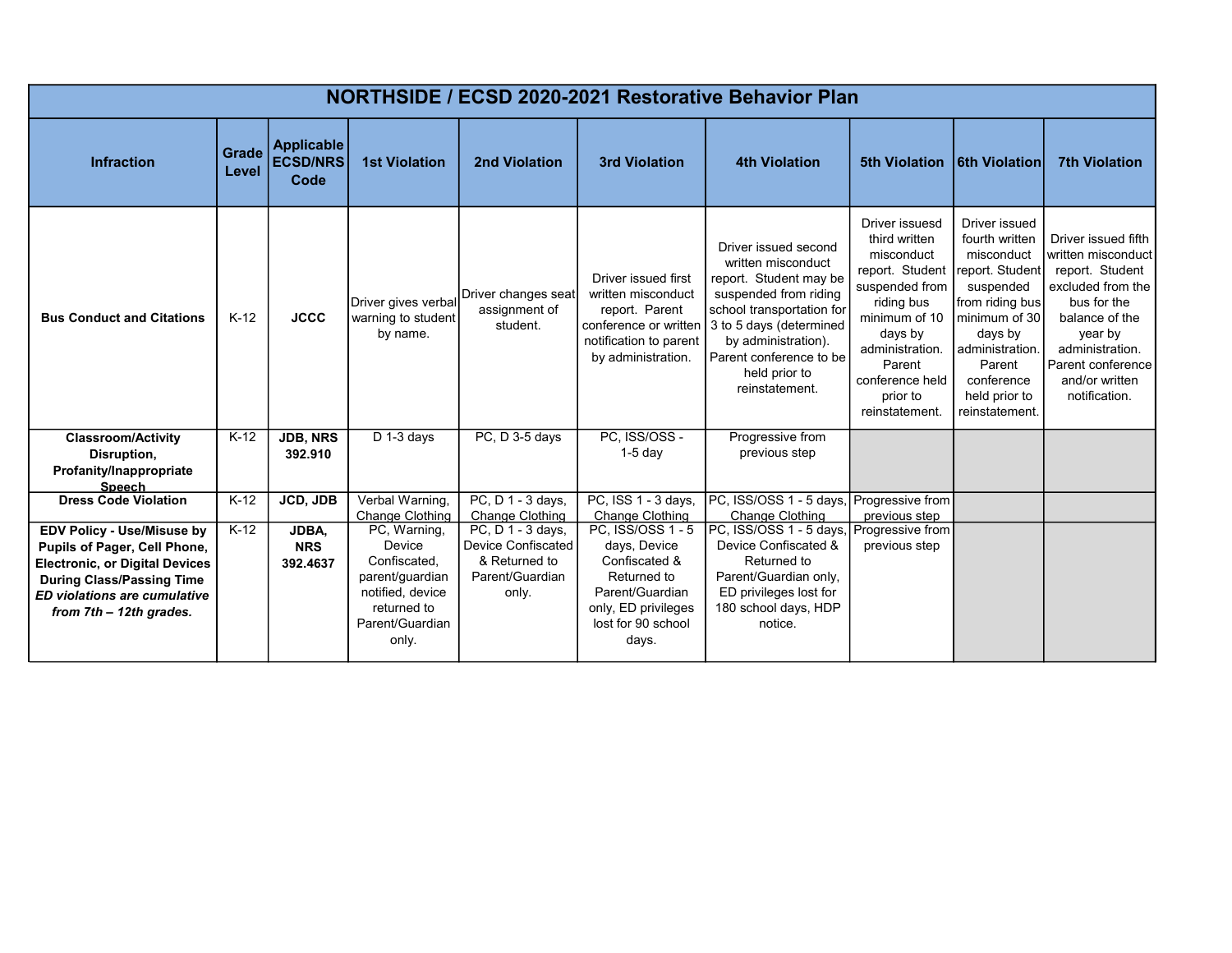# NORTHSIDE / ECSD 2020-2021 Restorative Behavior Plan

| Infraction | Grade Level | Applicable ECSD/NRS Code | 1st Violation | 2nd Violation | 3rd Violation | 4th Violation | 5th Violation | 6th Violation | 7th Violation |
|---|---|---|---|---|---|---|---|---|---|
| **Bus Conduct and Citations** | K-12 | **JCCC** | Driver gives verbal warning to student by name. | Driver changes seat assignment of student. | Driver issued first written misconduct report. Parent conference or written notification to parent by administration. | Driver issued second written misconduct report. Student may be suspended from riding school transportation for 3 to 5 days (determined by administration). Parent conference to be held prior to reinstatement. | Driver issuesd third written misconduct report. Student suspended from riding bus minimum of 10 days by administration. Parent conference held prior to reinstatement. | Driver issued fourth written misconduct report. Student suspended from riding bus minimum of 30 days by administration. Parent conference held prior to reinstatement. | Driver issued fifth written misconduct report. Student excluded from the bus for the balance of the year by administration. Parent conference and/or written notification. |
| **Classroom/Activity Disruption, Profanity/Inappropriate Speech** | K-12 | **JDB, NRS 392.910** | D 1-3 days | PC, D 3-5 days | PC, ISS/OSS - 1-5 day | Progressive from previous step | | | |
| **Dress Code Violation** | K-12 | **JCD, JDB** | Verbal Warning, Change Clothing | PC, D 1 - 3 days, Change Clothing | PC, ISS 1 - 3 days, Change Clothing | PC, ISS/OSS 1 - 5 days, Change Clothing | Progressive from previous step | | |
| **EDV Policy - Use/Misuse by Pupils of Pager, Cell Phone, Electronic, or Digital Devices During Class/Passing Time** ***ED violations are cumulative from 7th – 12th grades.*** | K-12 | **JDBA, NRS 392.4637** | PC, Warning, Device Confiscated, parent/guardian notified, device returned to Parent/Guardian only. | PC, D 1 - 3 days, Device Confiscated & Returned to Parent/Guardian only. | PC, ISS/OSS 1 - 5 days, Device Confiscated & Returned to Parent/Guardian only, ED privileges lost for 90 school days. | PC, ISS/OSS 1 - 5 days, Device Confiscated & Returned to Parent/Guardian only, ED privileges lost for 180 school days, HDP notice. | Progressive from previous step | | |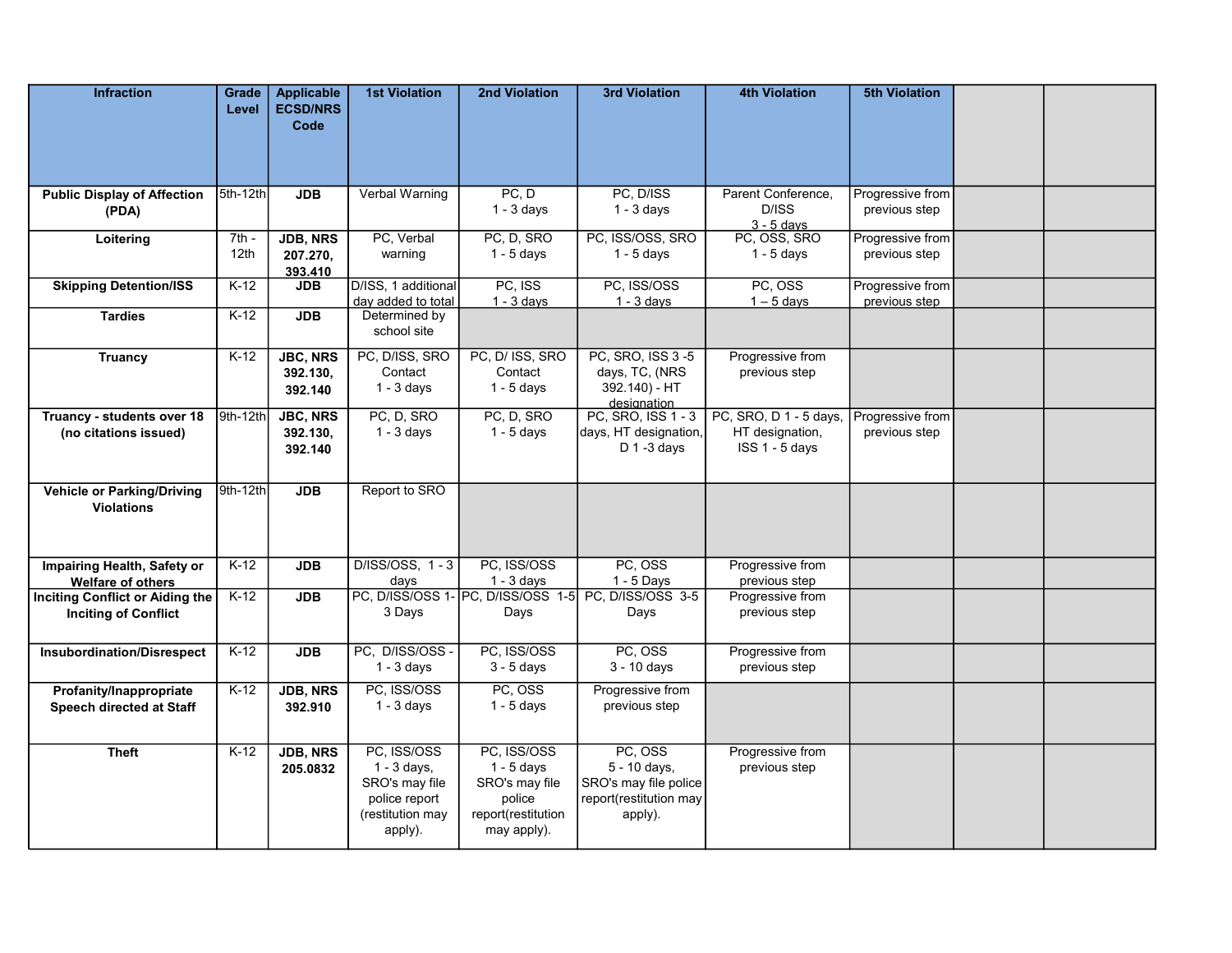| Infraction | Grade Level | Applicable ECSD/NRS Code | 1st Violation | 2nd Violation | 3rd Violation | 4th Violation | 5th Violation | | |
|---|---|---|---|---|---|---|---|---|---|
| **Public Display of Affection (PDA)** | 5th-12th | **JDB** | Verbal Warning | PC, D 1 - 3 days | PC, D/ISS 1 - 3 days | Parent Conference, D/ISS 3 - 5 days | Progressive from previous step | | |
| **Loitering** | 7th - 12th | **JDB, NRS 207.270, 393.410** | PC, Verbal warning | PC, D, SRO 1 - 5 days | PC, ISS/OSS, SRO 1 - 5 days | PC, OSS, SRO 1 - 5 days | Progressive from previous step | | |
| **Skipping Detention/ISS** | K-12 | **JDB** | D/ISS, 1 additional day added to total | PC, ISS 1 - 3 days | PC, ISS/OSS 1 - 3 days | PC, OSS 1 – 5 days | Progressive from previous step | | |
| **Tardies** | K-12 | **JDB** | Determined by school site | | | | | | |
| **Truancy** | K-12 | **JBC, NRS 392.130, 392.140** | PC, D/ISS, SRO Contact 1 - 3 days | PC, D/ ISS, SRO Contact 1 - 5 days | PC, SRO, ISS 3 -5 days, TC, (NRS 392.140) - HT designation | Progressive from previous step | | | |
| **Truancy - students over 18 (no citations issued)** | 9th-12th | **JBC, NRS 392.130, 392.140** | PC, D, SRO 1 - 3 days | PC, D, SRO 1 - 5 days | PC, SRO, ISS 1 - 3 days, HT designation, D 1 -3 days | PC, SRO, D 1 - 5 days, HT designation, ISS 1 - 5 days | Progressive from previous step | | |
| **Vehicle or Parking/Driving Violations** | 9th-12th | **JDB** | Report to SRO | | | | | | |
| **Impairing Health, Safety or Welfare of others** | K-12 | **JDB** | D/ISS/OSS, 1 - 3 days | PC, ISS/OSS 1 - 3 days | PC, OSS 1 - 5 Days | Progressive from previous step | | | |
| **Inciting Conflict or Aiding the Inciting of Conflict** | K-12 | **JDB** | PC, D/ISS/OSS 1-3 Days | PC, D/ISS/OSS 1-5 Days | PC, D/ISS/OSS 3-5 Days | Progressive from previous step | | | |
| **Insubordination/Disrespect** | K-12 | **JDB** | PC, D/ISS/OSS - 1 - 3 days | PC, ISS/OSS 3 - 5 days | PC, OSS 3 - 10 days | Progressive from previous step | | | |
| **Profanity/Inappropriate Speech directed at Staff** | K-12 | **JDB, NRS 392.910** | PC, ISS/OSS 1 - 3 days | PC, OSS 1 - 5 days | Progressive from previous step | | | | |
| **Theft** | K-12 | **JDB, NRS 205.0832** | PC, ISS/OSS 1 - 3 days, SRO's may file police report (restitution may apply). | PC, ISS/OSS 1 - 5 days SRO's may file police report(restitution may apply). | PC, OSS 5 - 10 days, SRO's may file police report(restitution may apply). | Progressive from previous step | | | |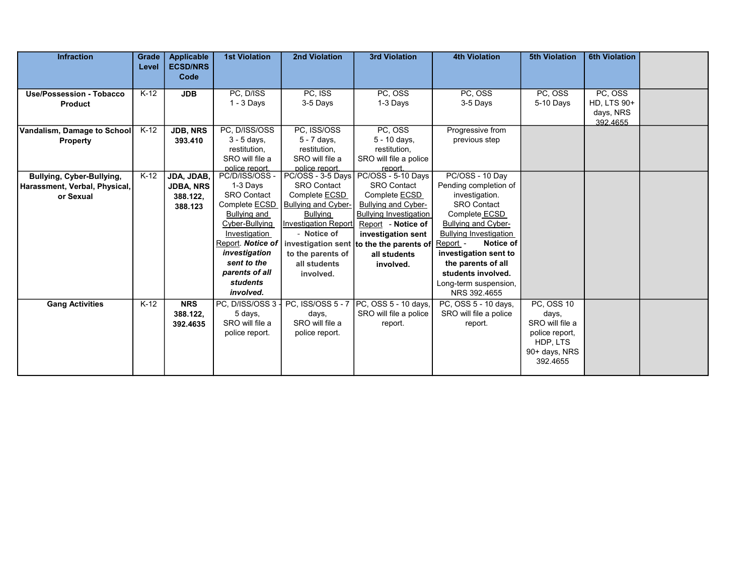| Infraction | Grade Level | Applicable ECSD/NRS Code | 1st Violation | 2nd Violation | 3rd Violation | 4th Violation | 5th Violation | 6th Violation | |
|---|---|---|---|---|---|---|---|---|---|
| **Use/Possession - Tobacco Product** | K-12 | **JDB** | PC, D/ISS 1 - 3 Days | PC, ISS 3-5 Days | PC, OSS 1-3 Days | PC, OSS 3-5 Days | PC, OSS 5-10 Days | PC, OSS HD, LTS 90+ days, NRS 392.4655 | |
| **Vandalism, Damage to School Property** | K-12 | **JDB, NRS 393.410** | PC, D/ISS/OSS 3 - 5 days, restitution, SRO will file a police report. | PC, ISS/OSS 5 - 7 days, restitution, SRO will file a police report. | PC, OSS 5 - 10 days, restitution, SRO will file a police report. | Progressive from previous step | | | |
| **Bullying, Cyber-Bullying, Harassment, Verbal, Physical, or Sexual** | K-12 | **JDA, JDAB, JDBA, NRS 388.122, 388.123** | PC/D/ISS/OSS - 1-3 Days SRO Contact Complete ECSD Bullying and Cyber-Bullying Investigation Report. ***Notice of investigation sent to the parents of all students involved.*** | PC/OSS - 3-5 Days SRO Contact Complete ECSD Bullying and Cyber-Bullying Investigation Report - **Notice of investigation sent to the parents of all students involved.** | PC/OSS - 5-10 Days SRO Contact Complete ECSD Bullying and Cyber-Bullying Investigation Report - **Notice of investigation sent to the the parents of all students involved.** | PC/OSS - 10 Day Pending completion of investigation. SRO Contact Complete ECSD Bullying and Cyber-Bullying Investigation Report - **Notice of investigation sent to the parents of all students involved.** Long-term suspension, NRS 392.4655 | | | |
| **Gang Activities** | K-12 | **NRS 388.122, 392.4635** | PC, D/ISS/OSS 3 - 5 days, SRO will file a police report. | PC, ISS/OSS 5 - 7 days, SRO will file a police report. | PC, OSS 5 - 10 days, SRO will file a police report. | PC, OSS 5 - 10 days, SRO will file a police report. | PC, OSS 10 days, SRO will file a police report, HDP, LTS 90+ days, NRS 392.4655 | | |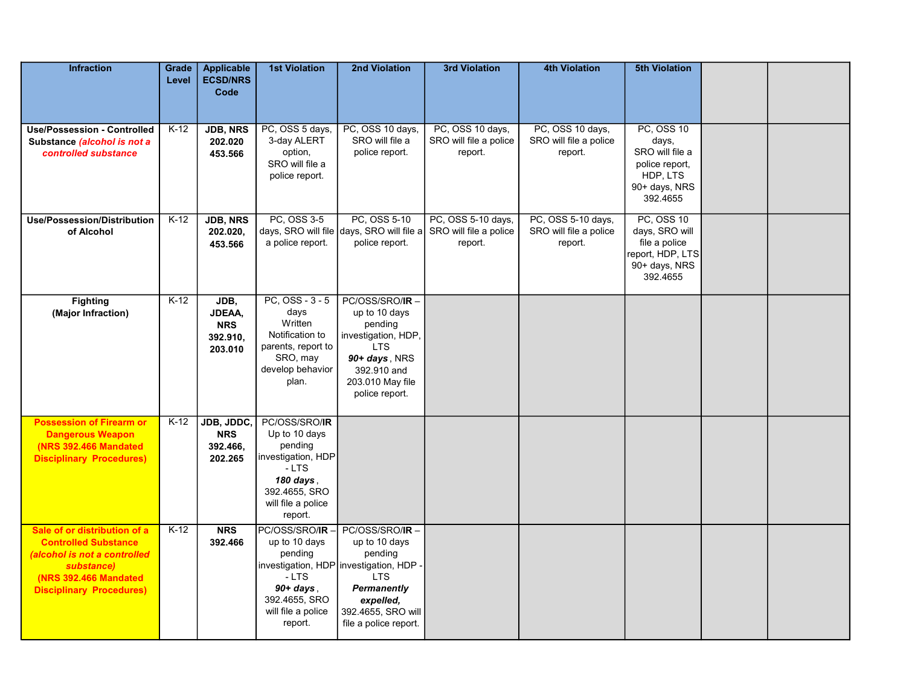| Infraction | Grade Level | Applicable ECSD/NRS Code | 1st Violation | 2nd Violation | 3rd Violation | 4th Violation | 5th Violation | | |
|---|---|---|---|---|---|---|---|---|---|
| **Use/Possession - Controlled Substance** ***(alcohol is not a controlled substance)*** | K-12 | **JDB, NRS 202.020 453.566** | PC, OSS 5 days, 3-day ALERT option, SRO will file a police report. | PC, OSS 10 days, SRO will file a police report. | PC, OSS 10 days, SRO will file a police report. | PC, OSS 10 days, SRO will file a police report. | PC, OSS 10 days, SRO will file a police report, HDP, LTS 90+ days, NRS 392.4655 | | |
| **Use/Possession/Distribution of Alcohol** | K-12 | **JDB, NRS 202.020, 453.566** | PC, OSS 3-5 days, SRO will file a police report. | PC, OSS 5-10 days, SRO will file a police report. | PC, OSS 5-10 days, SRO will file a police report. | PC, OSS 5-10 days, SRO will file a police report. | PC, OSS 10 days, SRO will file a police report, HDP, LTS 90+ days, NRS 392.4655 | | |
| **Fighting (Major Infraction)** | K-12 | **JDB, JDEAA, NRS 392.910, 203.010** | PC, OSS - 3 - 5 days Written Notification to parents, report to SRO, may develop behavior plan. | PC/OSS/SRO/**IR** – up to 10 days pending investigation, HDP, LTS ***90+ days***, NRS 392.910 and 203.010 May file police report. | | | | | |
| **Possession of Firearm or Dangerous Weapon (NRS 392.466 Mandated Disciplinary Procedures)** | K-12 | **JDB, JDDC, NRS 392.466, 202.265** | PC/OSS/SRO/**IR** Up to 10 days pending investigation, HDP - LTS ***180 days***, 392.4655, SRO will file a police report. | | | | | | |
| **Sale of or distribution of a Controlled Substance** ***(alcohol is not a controlled substance)*** **(NRS 392.466 Mandated Disciplinary Procedures)** | K-12 | **NRS 392.466** | PC/OSS/SRO/**IR** – up to 10 days pending investigation, HDP - LTS ***90+ days***, 392.4655, SRO will file a police report. | PC/OSS/SRO/**IR** – up to 10 days pending investigation, HDP - LTS ***Permanently expelled,*** 392.4655, SRO will file a police report. | | | | | |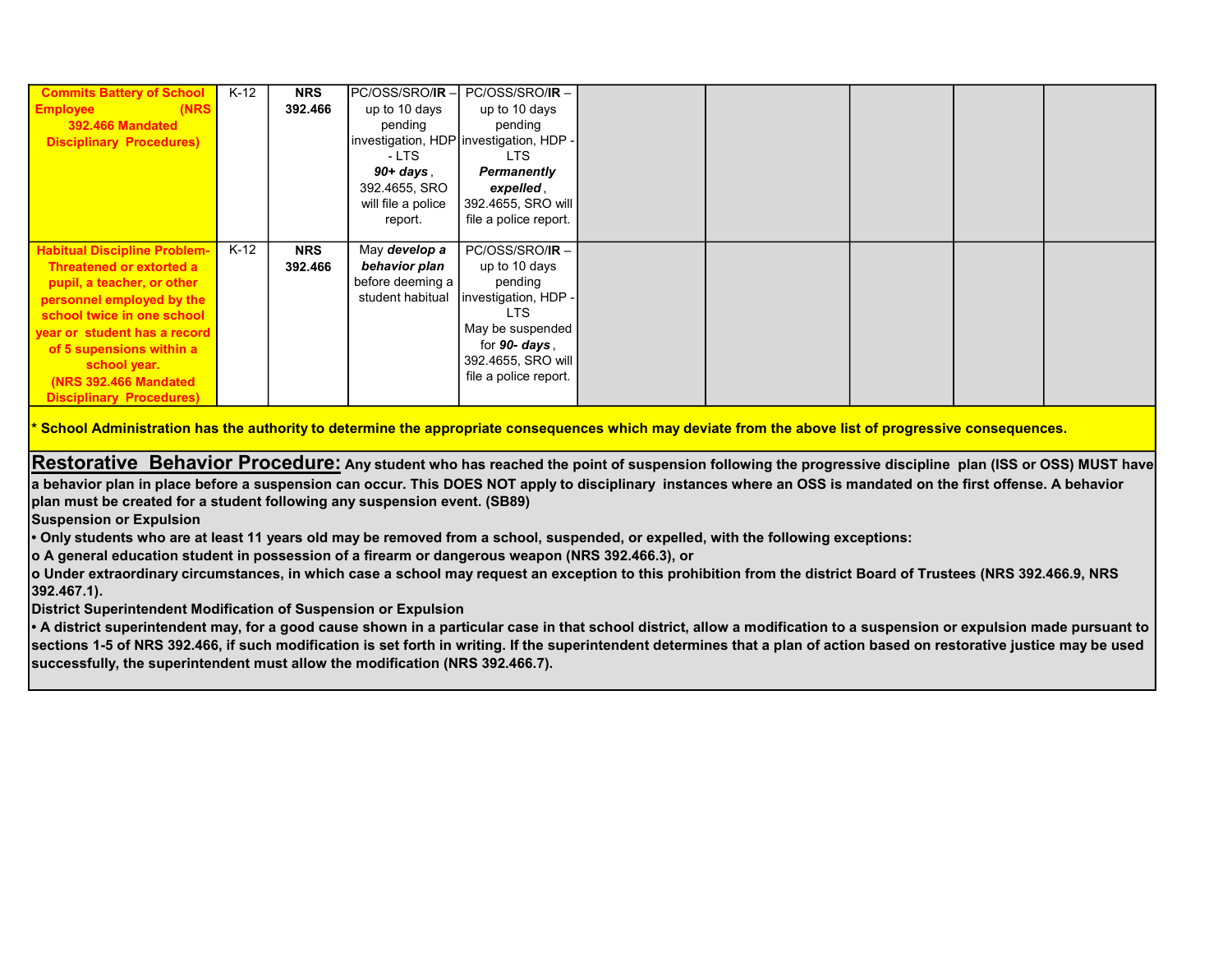| | | | | | | | | | |
|---|---|---|---|---|---|---|---|---|---|
| **Commits Battery of School Employee (NRS 392.466 Mandated Disciplinary Procedures)** | K-12 | **NRS 392.466** | PC/OSS/SRO/**IR** – up to 10 days pending investigation, HDP - LTS ***90+ days***, 392.4655, SRO will file a police report. | PC/OSS/SRO/**IR** – up to 10 days pending investigation, HDP - LTS ***Permanently expelled***, 392.4655, SRO will file a police report. | | | | | |
| **Habitual Discipline Problem- Threatened or extorted a pupil, a teacher, or other personnel employed by the school twice in one school year or student has a record of 5 supensions within a school year. (NRS 392.466 Mandated Disciplinary Procedures)** | K-12 | **NRS 392.466** | May ***develop a behavior plan*** before deeming a student habitual | PC/OSS/SRO/**IR** – up to 10 days pending investigation, HDP - LTS May be suspended for ***90- days***, 392.4655, SRO will file a police report. | | | | | |

**\* School Administration has the authority to determine the appropriate consequences which may deviate from the above list of progressive consequences.**

**Restorative Behavior Procedure:** **Any student who has reached the point of suspension following the progressive discipline plan (ISS or OSS) MUST have a behavior plan in place before a suspension can occur. This DOES NOT apply to disciplinary instances where an OSS is mandated on the first offense. A behavior plan must be created for a student following any suspension event. (SB89)**

**Suspension or Expulsion**

- **Only students who are at least 11 years old may be removed from a school, suspended, or expelled, with the following exceptions:**
  - **A general education student in possession of a firearm or dangerous weapon (NRS 392.466.3), or**
  - **Under extraordinary circumstances, in which case a school may request an exception to this prohibition from the district Board of Trustees (NRS 392.466.9, NRS 392.467.1).**

**District Superintendent Modification of Suspension or Expulsion**

- **A district superintendent may, for a good cause shown in a particular case in that school district, allow a modification to a suspension or expulsion made pursuant to sections 1-5 of NRS 392.466, if such modification is set forth in writing. If the superintendent determines that a plan of action based on restorative justice may be used successfully, the superintendent must allow the modification (NRS 392.466.7).**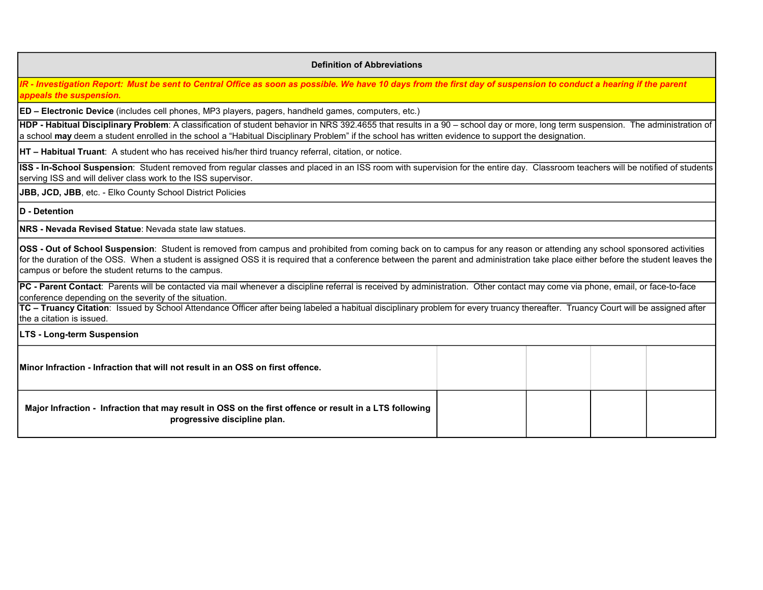| Definition of Abbreviations | | | | |
|---|---|---|---|---|
| ***IR - Investigation Report: Must be sent to Central Office as soon as possible. We have 10 days from the first day of suspension to conduct a hearing if the parent appeals the suspension.*** | | | | |
| **ED – Electronic Device** (includes cell phones, MP3 players, pagers, handheld games, computers, etc.) | | | | |
| **HDP - Habitual Disciplinary Problem**: A classification of student behavior in NRS 392.4655 that results in a 90 – school day or more, long term suspension. The administration of a school **may** deem a student enrolled in the school a "Habitual Disciplinary Problem" if the school has written evidence to support the designation. | | | | |
| **HT – Habitual Truant**: A student who has received his/her third truancy referral, citation, or notice. | | | | |
| **ISS - In-School Suspension**: Student removed from regular classes and placed in an ISS room with supervision for the entire day. Classroom teachers will be notified of students serving ISS and will deliver class work to the ISS supervisor. | | | | |
| **JBB, JCD, JBB**, etc. - Elko County School District Policies | | | | |
| **D - Detention** | | | | |
| **NRS - Nevada Revised Statue**: Nevada state law statues. | | | | |
| **OSS - Out of School Suspension**: Student is removed from campus and prohibited from coming back on to campus for any reason or attending any school sponsored activities for the duration of the OSS. When a student is assigned OSS it is required that a conference between the parent and administration take place either before the student leaves the campus or before the student returns to the campus. | | | | |
| **PC - Parent Contact**: Parents will be contacted via mail whenever a discipline referral is received by administration. Other contact may come via phone, email, or face-to-face conference depending on the severity of the situation. | | | | |
| **TC – Truancy Citation**: Issued by School Attendance Officer after being labeled a habitual disciplinary problem for every truancy thereafter. Truancy Court will be assigned after the a citation is issued. | | | | |
| **LTS - Long-term Suspension** | | | | |
| **Minor Infraction - Infraction that will not result in an OSS on first offence.** | | | | |
| **Major Infraction - Infraction that may result in OSS on the first offence or result in a LTS following progressive discipline plan.** | | | | |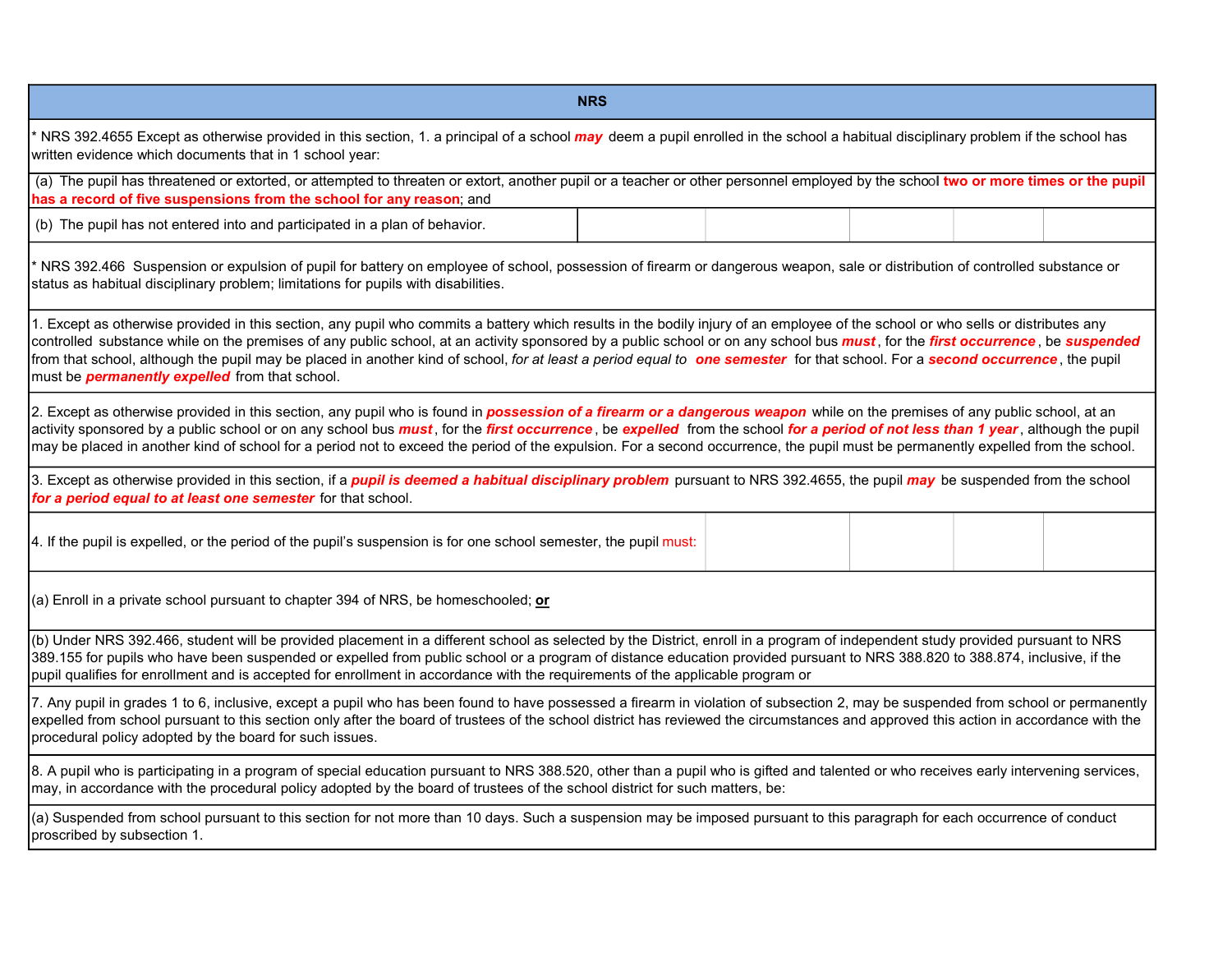| NRS |
|---|
| * NRS 392.4655 Except as otherwise provided in this section, 1. a principal of a school ***may*** deem a pupil enrolled in the school a habitual disciplinary problem if the school has written evidence which documents that in 1 school year: |
| (a) The pupil has threatened or extorted, or attempted to threaten or extort, another pupil or a teacher or other personnel employed by the school **two or more times or the pupil has a record of five suspensions from the school for any reason**; and |
| (b) The pupil has not entered into and participated in a plan of behavior. |
| * NRS 392.466 Suspension or expulsion of pupil for battery on employee of school, possession of firearm or dangerous weapon, sale or distribution of controlled substance or status as habitual disciplinary problem; limitations for pupils with disabilities. |
| 1. Except as otherwise provided in this section, any pupil who commits a battery which results in the bodily injury of an employee of the school or who sells or distributes any controlled substance while on the premises of any public school, at an activity sponsored by a public school or on any school bus ***must***, for the ***first occurrence***, be ***suspended*** from that school, although the pupil may be placed in another kind of school, *for at least a period equal to* ***one semester*** for that school. For a ***second occurrence***, the pupil must be ***permanently expelled*** from that school. |
| 2. Except as otherwise provided in this section, any pupil who is found in ***possession of a firearm or a dangerous weapon*** while on the premises of any public school, at an activity sponsored by a public school or on any school bus ***must***, for the ***first occurrence***, be ***expelled*** from the school ***for a period of not less than 1 year***, although the pupil may be placed in another kind of school for a period not to exceed the period of the expulsion. For a second occurrence, the pupil must be permanently expelled from the school. |
| 3. Except as otherwise provided in this section, if a ***pupil is deemed a habitual disciplinary problem*** pursuant to NRS 392.4655, the pupil ***may*** be suspended from the school ***for a period equal to at least one semester*** for that school. |
| 4. If the pupil is expelled, or the period of the pupil's suspension is for one school semester, the pupil must: |
| (a) Enroll in a private school pursuant to chapter 394 of NRS, be homeschooled; **or** |
| (b) Under NRS 392.466, student will be provided placement in a different school as selected by the District, enroll in a program of independent study provided pursuant to NRS 389.155 for pupils who have been suspended or expelled from public school or a program of distance education provided pursuant to NRS 388.820 to 388.874, inclusive, if the pupil qualifies for enrollment and is accepted for enrollment in accordance with the requirements of the applicable program or |
| 7. Any pupil in grades 1 to 6, inclusive, except a pupil who has been found to have possessed a firearm in violation of subsection 2, may be suspended from school or permanently expelled from school pursuant to this section only after the board of trustees of the school district has reviewed the circumstances and approved this action in accordance with the procedural policy adopted by the board for such issues. |
| 8. A pupil who is participating in a program of special education pursuant to NRS 388.520, other than a pupil who is gifted and talented or who receives early intervening services, may, in accordance with the procedural policy adopted by the board of trustees of the school district for such matters, be: |
| (a) Suspended from school pursuant to this section for not more than 10 days. Such a suspension may be imposed pursuant to this paragraph for each occurrence of conduct proscribed by subsection 1. |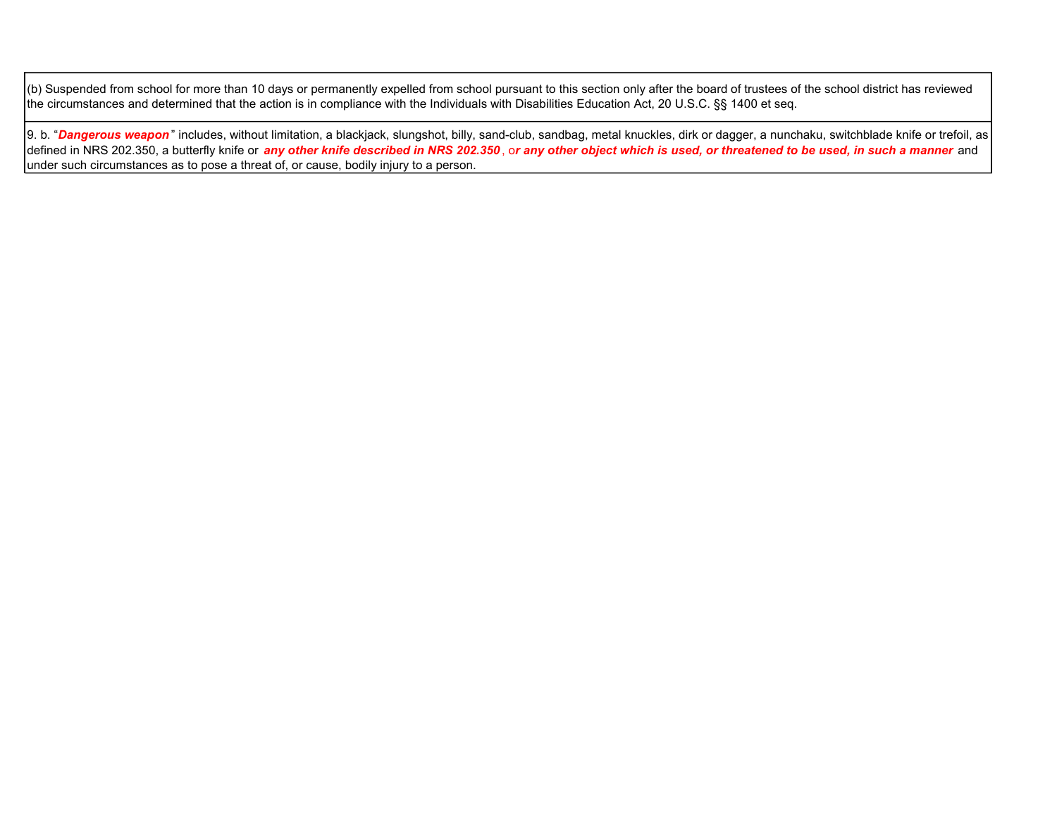| |
|---|
| (b) Suspended from school for more than 10 days or permanently expelled from school pursuant to this section only after the board of trustees of the school district has reviewed the circumstances and determined that the action is in compliance with the Individuals with Disabilities Education Act, 20 U.S.C. §§ 1400 et seq. |
| 9. b. "***Dangerous weapon***" includes, without limitation, a blackjack, slungshot, billy, sand-club, sandbag, metal knuckles, dirk or dagger, a nunchaku, switchblade knife or trefoil, as defined in NRS 202.350, a butterfly knife or ***any other knife described in NRS 202.350***, o***r any other object which is used, or threatened to be used, in such a manner*** and under such circumstances as to pose a threat of, or cause, bodily injury to a person. |